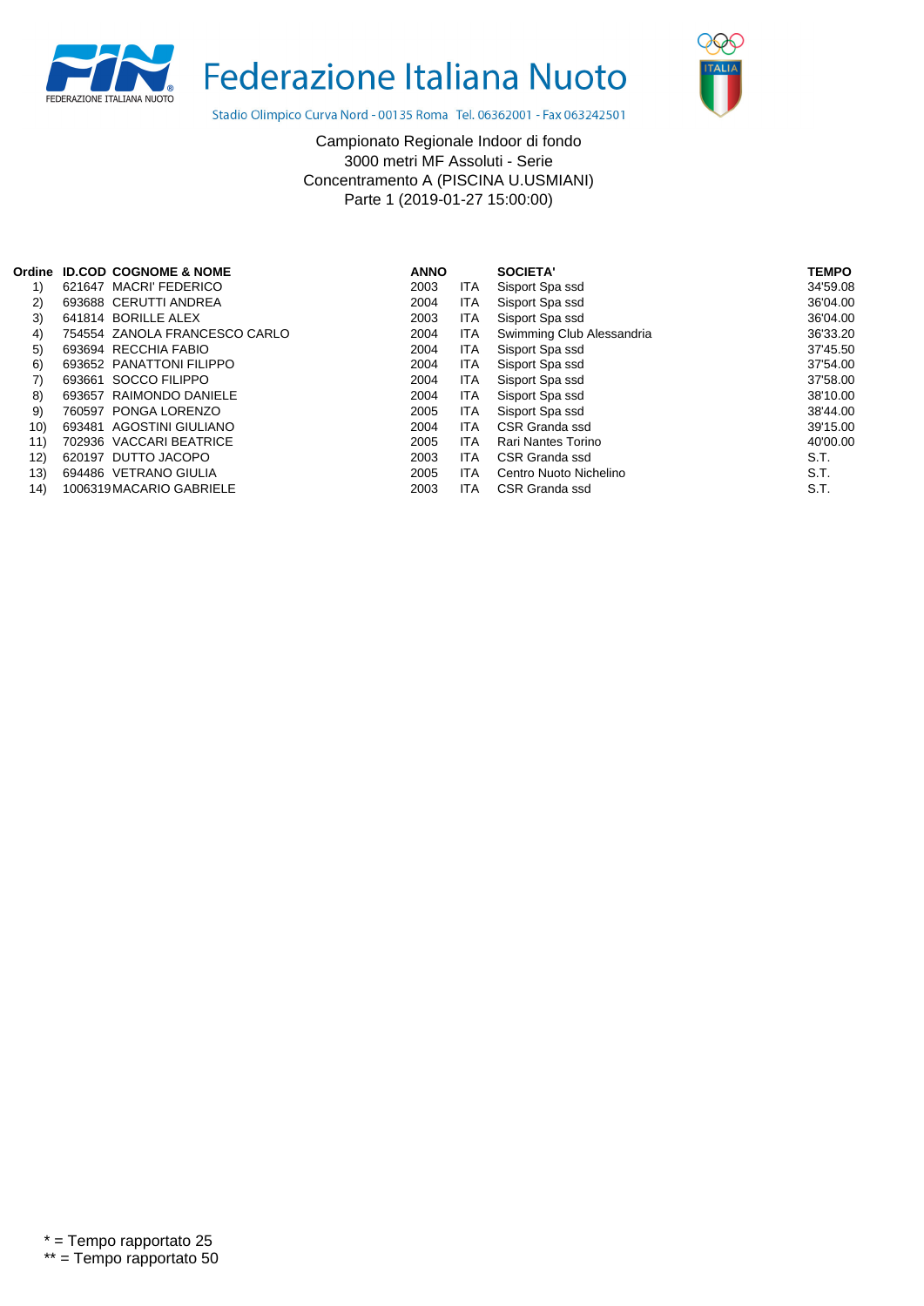# Federazione Italiana Nuoto

Stadio Olimpico Curva Nord - 00135 Roma Tel. 06362001 - Fax 063242501

Campionato Regionale Indoor di fondo
3000 metri MF Assoluti - Serie
Concentramento A (PISCINA U.USMIANI)
Parte 1 (2019-01-27 15:00:00)

| Ordine | ID.COD | COGNOME & NOME | ANNO | | SOCIETA' | TEMPO |
|---|---|---|---|---|---|---|
| 1) | 621647 | MACRI' FEDERICO | 2003 | ITA | Sisport Spa ssd | 34'59.08 |
| 2) | 693688 | CERUTTI ANDREA | 2004 | ITA | Sisport Spa ssd | 36'04.00 |
| 3) | 641814 | BORILLE ALEX | 2003 | ITA | Sisport Spa ssd | 36'04.00 |
| 4) | 754554 | ZANOLA FRANCESCO CARLO | 2004 | ITA | Swimming Club Alessandria | 36'33.20 |
| 5) | 693694 | RECCHIA FABIO | 2004 | ITA | Sisport Spa ssd | 37'45.50 |
| 6) | 693652 | PANATTONI FILIPPO | 2004 | ITA | Sisport Spa ssd | 37'54.00 |
| 7) | 693661 | SOCCO FILIPPO | 2004 | ITA | Sisport Spa ssd | 37'58.00 |
| 8) | 693657 | RAIMONDO DANIELE | 2004 | ITA | Sisport Spa ssd | 38'10.00 |
| 9) | 760597 | PONGA LORENZO | 2005 | ITA | Sisport Spa ssd | 38'44.00 |
| 10) | 693481 | AGOSTINI GIULIANO | 2004 | ITA | CSR Granda ssd | 39'15.00 |
| 11) | 702936 | VACCARI BEATRICE | 2005 | ITA | Rari Nantes Torino | 40'00.00 |
| 12) | 620197 | DUTTO JACOPO | 2003 | ITA | CSR Granda ssd | S.T. |
| 13) | 694486 | VETRANO GIULIA | 2005 | ITA | Centro Nuoto Nichelino | S.T. |
| 14) | 1006319 | MACARIO GABRIELE | 2003 | ITA | CSR Granda ssd | S.T. |

* = Tempo rapportato 25
** = Tempo rapportato 50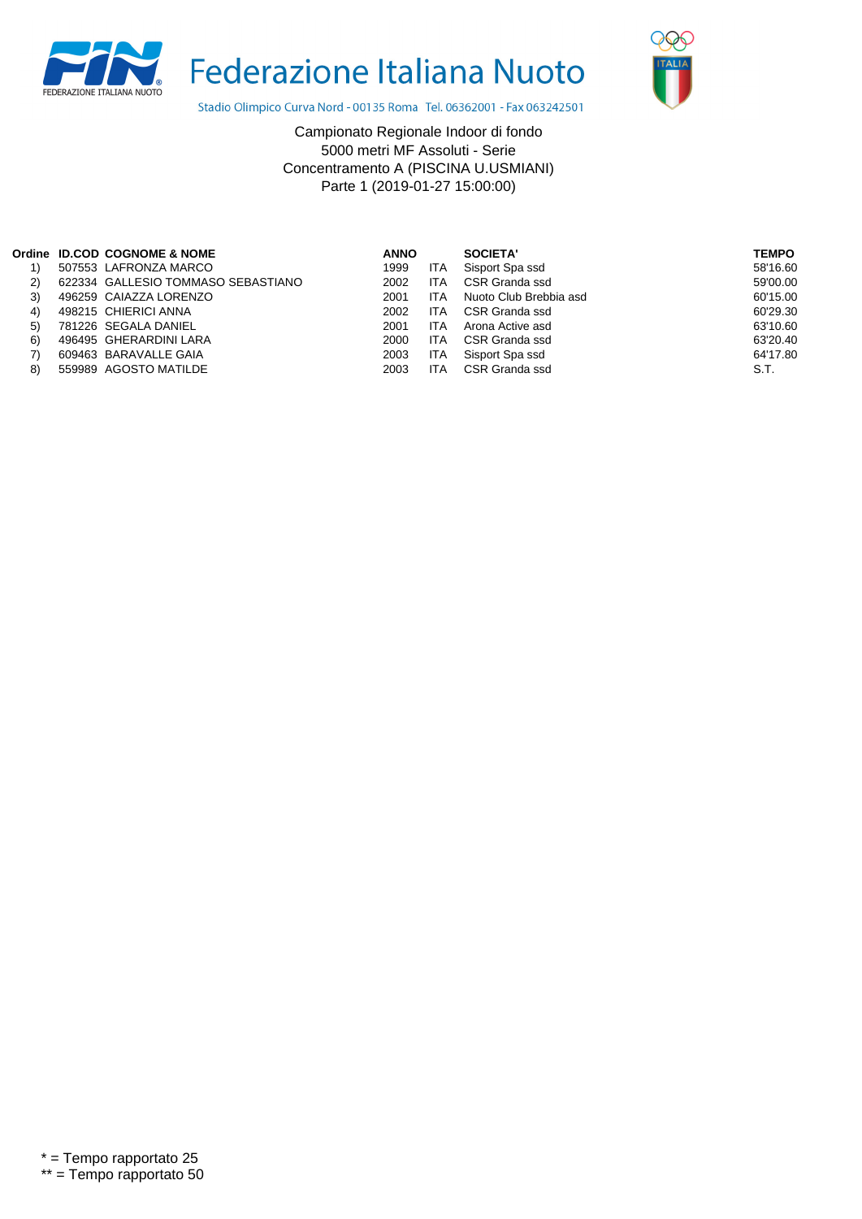Federazione Italiana Nuoto

Stadio Olimpico Curva Nord - 00135 Roma Tel. 06362001 - Fax 063242501

Campionato Regionale Indoor di fondo
5000 metri MF Assoluti - Serie
Concentramento A (PISCINA U.USMIANI)
Parte 1 (2019-01-27 15:00:00)

| Ordine | ID.COD | COGNOME & NOME | ANNO | | SOCIETA' | TEMPO |
|---|---|---|---|---|---|---|
| 1) | 507553 | LAFRONZA MARCO | 1999 | ITA | Sisport Spa ssd | 58'16.60 |
| 2) | 622334 | GALLESIO TOMMASO SEBASTIANO | 2002 | ITA | CSR Granda ssd | 59'00.00 |
| 3) | 496259 | CAIAZZA LORENZO | 2001 | ITA | Nuoto Club Brebbia asd | 60'15.00 |
| 4) | 498215 | CHIERICI ANNA | 2002 | ITA | CSR Granda ssd | 60'29.30 |
| 5) | 781226 | SEGALA DANIEL | 2001 | ITA | Arona Active asd | 63'10.60 |
| 6) | 496495 | GHERARDINI LARA | 2000 | ITA | CSR Granda ssd | 63'20.40 |
| 7) | 609463 | BARAVALLE GAIA | 2003 | ITA | Sisport Spa ssd | 64'17.80 |
| 8) | 559989 | AGOSTO MATILDE | 2003 | ITA | CSR Granda ssd | S.T. |

* = Tempo rapportato 25
** = Tempo rapportato 50